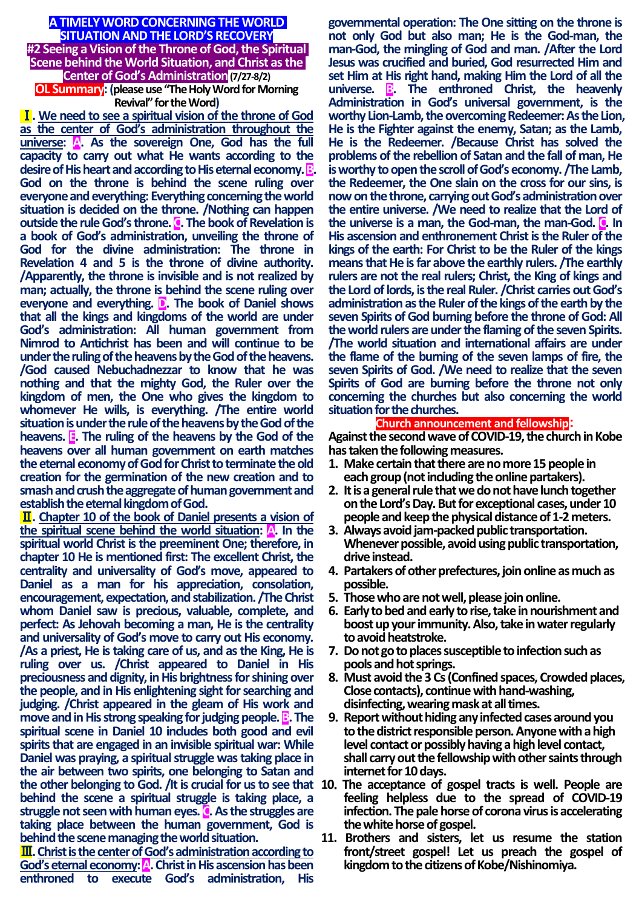# A TIMELY WORD CONCERNING THE WORLD SITUATION AND THE LORD'S RECOVERY

## #2 Seeing a Vision of the Throne of God, the Spiritual Scene behind the World Situation, and Christ as the Center of God's Administration (7/27-8/2)

**OL Summary: (please use "The Holy Word for Morning Revival" for the Word)**

**Ⅰ. We need to see a spiritual vision of the throne of God as the center of God's administration throughout the universe: A. As the sovereign One, God has the full capacity to carry out what He wants according to the desire of His heart and according to His eternal economy. B. God on the throne is behind the scene ruling over everyone and everything: Everything concerning the world situation is decided on the throne. /Nothing can happen outside the rule God's throne. C. The book of Revelation is a book of God's administration, unveiling the throne of God for the divine administration: The throne in Revelation 4 and 5 is the throne of divine authority. /Apparently, the throne is invisible and is not realized by man; actually, the throne is behind the scene ruling over everyone and everything. D. The book of Daniel shows that all the kings and kingdoms of the world are under God's administration: All human government from Nimrod to Antichrist has been and will continue to be under the ruling of the heavens by the God of the heavens. /God caused Nebuchadnezzar to know that he was nothing and that the mighty God, the Ruler over the kingdom of men, the One who gives the kingdom to whomever He wills, is everything. /The entire world situation is under the rule of the heavens by the God of the heavens. E. The ruling of the heavens by the God of the heavens over all human government on earth matches the eternal economy of God for Christ to terminate the old creation for the germination of the new creation and to smash and crush the aggregate of human government and establish the eternal kingdom of God.**

**Ⅱ. Chapter 10 of the book of Daniel presents a vision of the spiritual scene behind the world situation: A. In the spiritual world Christ is the preeminent One; therefore, in chapter 10 He is mentioned first: The excellent Christ, the centrality and universality of God's move, appeared to Daniel as a man for his appreciation, consolation, encouragement, expectation, and stabilization. /The Christ whom Daniel saw is precious, valuable, complete, and perfect: As Jehovah becoming a man, He is the centrality and universality of God's move to carry out His economy. /As a priest, He is taking care of us, and as the King, He is ruling over us. /Christ appeared to Daniel in His preciousness and dignity, in His brightness for shining over the people, and in His enlightening sight for searching and judging. /Christ appeared in the gleam of His work and move and in His strong speaking for judging people. B. The spiritual scene in Daniel 10 includes both good and evil spirits that are engaged in an invisible spiritual war: While Daniel was praying, a spiritual struggle was taking place in the air between two spirits, one belonging to Satan and the other belonging to God. /It is crucial for us to see that behind the scene a spiritual struggle is taking place, a struggle not seen with human eyes. C. As the struggles are taking place between the human government, God is behind the scene managing the world situation.**

**Ⅲ. Christ is the center of God's administration according to God's eternal economy: A. Christ in His ascension has been enthroned to execute God's administration, His governmental operation: The One sitting on the throne is not only God but also man; He is the God-man, the man-God, the mingling of God and man. /After the Lord Jesus was crucified and buried, God resurrected Him and set Him at His right hand, making Him the Lord of all the universe. B. The enthroned Christ, the heavenly Administration in God's universal government, is the worthy Lion-Lamb, the overcoming Redeemer: As the Lion, He is the Fighter against the enemy, Satan; as the Lamb, He is the Redeemer. /Because Christ has solved the problems of the rebellion of Satan and the fall of man, He is worthy to open the scroll of God's economy. /The Lamb, the Redeemer, the One slain on the cross for our sins, is now on the throne, carrying out God's administration over the entire universe. /We need to realize that the Lord of the universe is a man, the God-man, the man-God. C. In His ascension and enthronement Christ is the Ruler of the kings of the earth: For Christ to be the Ruler of the kings means that He is far above the earthly rulers. /The earthly rulers are not the real rulers; Christ, the King of kings and the Lord of lords, is the real Ruler. /Christ carries out God's administration as the Ruler of the kings of the earth by the seven Spirits of God burning before the throne of God: All the world rulers are under the flaming of the seven Spirits. /The world situation and international affairs are under the flame of the burning of the seven lamps of fire, the seven Spirits of God. /We need to realize that the seven Spirits of God are burning before the throne not only concerning the churches but also concerning the world situation for the churches.**

**Church announcement and fellowship:**

**Against the second wave of COVID-19, the church in Kobe has taken the following measures.**

1. **Make certain that there are no more 15 people in each group (not including the online partakers).**
2. **It is a general rule that we do not have lunch together on the Lord's Day. But for exceptional cases, under 10 people and keep the physical distance of 1-2 meters.**
3. **Always avoid jam-packed public transportation. Whenever possible, avoid using public transportation, drive instead.**
4. **Partakers of other prefectures, join online as much as possible.**
5. **Those who are not well, please join online.**
6. **Early to bed and early to rise, take in nourishment and boost up your immunity. Also, take in water regularly to avoid heatstroke.**
7. **Do not go to places susceptible to infection such as pools and hot springs.**
8. **Must avoid the 3 Cs (Confined spaces, Crowded places, Close contacts), continue with hand-washing, disinfecting, wearing mask at all times.**
9. **Report without hiding any infected cases around you to the district responsible person. Anyone with a high level contact or possibly having a high level contact, shall carry out the fellowship with other saints through internet for 10 days.**
10. **The acceptance of gospel tracts is well. People are feeling helpless due to the spread of COVID-19 infection. The pale horse of corona virus is accelerating the white horse of gospel.**
11. **Brothers and sisters, let us resume the station front/street gospel! Let us preach the gospel of kingdom to the citizens of Kobe/Nishinomiya.**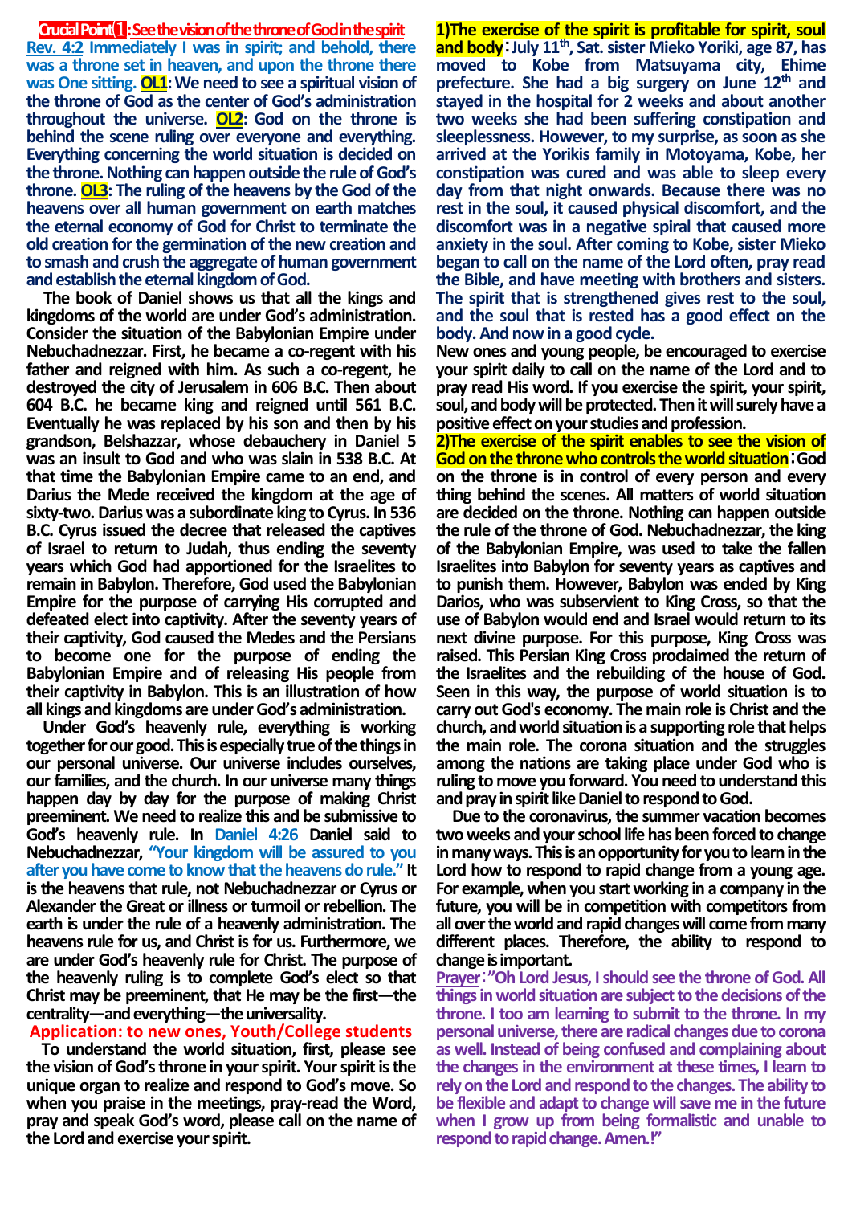**Crucial Point⑴: See the vision of the throne of God in the spirit**

**Rev. 4:2 Immediately I was in spirit; and behold, there was a throne set in heaven, and upon the throne there was One sitting.** **OL1: We need to see a spiritual vision of the throne of God as the center of God's administration throughout the universe.** **OL2: God on the throne is behind the scene ruling over everyone and everything. Everything concerning the world situation is decided on the throne. Nothing can happen outside the rule of God's throne.** **OL3: The ruling of the heavens by the God of the heavens over all human government on earth matches the eternal economy of God for Christ to terminate the old creation for the germination of the new creation and to smash and crush the aggregate of human government and establish the eternal kingdom of God.**

The book of Daniel shows us that all the kings and kingdoms of the world are under God's administration. Consider the situation of the Babylonian Empire under Nebuchadnezzar. First, he became a co-regent with his father and reigned with him. As such a co-regent, he destroyed the city of Jerusalem in 606 B.C. Then about 604 B.C. he became king and reigned until 561 B.C. Eventually he was replaced by his son and then by his grandson, Belshazzar, whose debauchery in Daniel 5 was an insult to God and who was slain in 538 B.C. At that time the Babylonian Empire came to an end, and Darius the Mede received the kingdom at the age of sixty-two. Darius was a subordinate king to Cyrus. In 536 B.C. Cyrus issued the decree that released the captives of Israel to return to Judah, thus ending the seventy years which God had apportioned for the Israelites to remain in Babylon. Therefore, God used the Babylonian Empire for the purpose of carrying His corrupted and defeated elect into captivity. After the seventy years of their captivity, God caused the Medes and the Persians to become one for the purpose of ending the Babylonian Empire and of releasing His people from their captivity in Babylon. This is an illustration of how all kings and kingdoms are under God's administration.

Under God's heavenly rule, everything is working together for our good. This is especially true of the things in our personal universe. Our universe includes ourselves, our families, and the church. In our universe many things happen day by day for the purpose of making Christ preeminent. We need to realize this and be submissive to God's heavenly rule. In Daniel 4:26 Daniel said to Nebuchadnezzar, "Your kingdom will be assured to you after you have come to know that the heavens do rule." It is the heavens that rule, not Nebuchadnezzar or Cyrus or Alexander the Great or illness or turmoil or rebellion. The earth is under the rule of a heavenly administration. The heavens rule for us, and Christ is for us. Furthermore, we are under God's heavenly rule for Christ. The purpose of the heavenly ruling is to complete God's elect so that Christ may be preeminent, that He may be the first—the centrality—and everything—the universality.

**Application: to new ones, Youth/College students**

To understand the world situation, first, please see the vision of God's throne in your spirit. Your spirit is the unique organ to realize and respond to God's move. So when you praise in the meetings, pray-read the Word, pray and speak God's word, please call on the name of the Lord and exercise your spirit.

**1)The exercise of the spirit is profitable for spirit, soul and body**: July 11th, Sat. sister Mieko Yoriki, age 87, has moved to Kobe from Matsuyama city, Ehime prefecture. She had a big surgery on June 12th and stayed in the hospital for 2 weeks and about another two weeks she had been suffering constipation and sleeplessness. However, to my surprise, as soon as she arrived at the Yorikis family in Motoyama, Kobe, her constipation was cured and was able to sleep every day from that night onwards. Because there was no rest in the soul, it caused physical discomfort, and the discomfort was in a negative spiral that caused more anxiety in the soul. After coming to Kobe, sister Mieko began to call on the name of the Lord often, pray read the Bible, and have meeting with brothers and sisters. The spirit that is strengthened gives rest to the soul, and the soul that is rested has a good effect on the body. And now in a good cycle.

New ones and young people, be encouraged to exercise your spirit daily to call on the name of the Lord and to pray read His word. If you exercise the spirit, your spirit, soul, and body will be protected. Then it will surely have a positive effect on your studies and profession.

**2)The exercise of the spirit enables to see the vision of God on the throne who controls the world situation**: God on the throne is in control of every person and every thing behind the scenes. All matters of world situation are decided on the throne. Nothing can happen outside the rule of the throne of God. Nebuchadnezzar, the king of the Babylonian Empire, was used to take the fallen Israelites into Babylon for seventy years as captives and to punish them. However, Babylon was ended by King Darios, who was subservient to King Cross, so that the use of Babylon would end and Israel would return to its next divine purpose. For this purpose, King Cross was raised. This Persian King Cross proclaimed the return of the Israelites and the rebuilding of the house of God. Seen in this way, the purpose of world situation is to carry out God's economy. The main role is Christ and the church, and world situation is a supporting role that helps the main role. The corona situation and the struggles among the nations are taking place under God who is ruling to move you forward. You need to understand this and pray in spirit like Daniel to respond to God.

Due to the coronavirus, the summer vacation becomes two weeks and your school life has been forced to change in many ways. This is an opportunity for you to learn in the Lord how to respond to rapid change from a young age. For example, when you start working in a company in the future, you will be in competition with competitors from all over the world and rapid changes will come from many different places. Therefore, the ability to respond to change is important.

**Prayer: "Oh Lord Jesus, I should see the throne of God. All things in world situation are subject to the decisions of the throne. I too am learning to submit to the throne. In my personal universe, there are radical changes due to corona as well. Instead of being confused and complaining about the changes in the environment at these times, I learn to rely on the Lord and respond to the changes. The ability to be flexible and adapt to change will save me in the future when I grow up from being formalistic and unable to respond to rapid change. Amen.!"**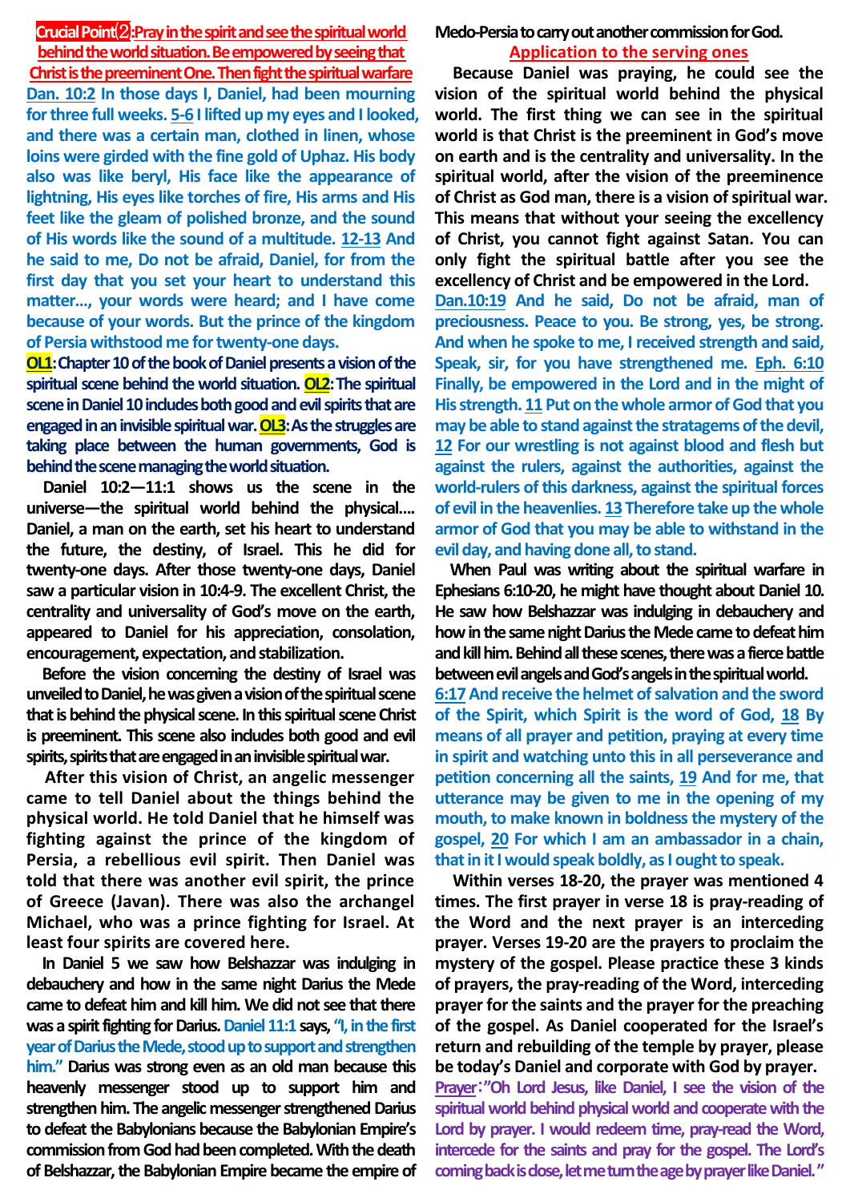**Crucial Point②:Pray in the spirit and see the spiritual world behind the world situation. Be empowered by seeing that Christ is the preeminent One. Then fight the spiritual warfare**

**Dan. 10:2 In those days I, Daniel, had been mourning for three full weeks. 5-6 I lifted up my eyes and I looked, and there was a certain man, clothed in linen, whose loins were girded with the fine gold of Uphaz. His body also was like beryl, His face like the appearance of lightning, His eyes like torches of fire, His arms and His feet like the gleam of polished bronze, and the sound of His words like the sound of a multitude. 12-13 And he said to me, Do not be afraid, Daniel, for from the first day that you set your heart to understand this matter…, your words were heard; and I have come because of your words. But the prince of the kingdom of Persia withstood me for twenty-one days.**

**OL1: Chapter 10 of the book of Daniel presents a vision of the spiritual scene behind the world situation. OL2: The spiritual scene in Daniel 10 includes both good and evil spirits that are engaged in an invisible spiritual war. OL3: As the struggles are taking place between the human governments, God is behind the scene managing the world situation.**

**Daniel 10:2—11:1 shows us the scene in the universe—the spiritual world behind the physical…. Daniel, a man on the earth, set his heart to understand the future, the destiny, of Israel. This he did for twenty-one days. After those twenty-one days, Daniel saw a particular vision in 10:4-9. The excellent Christ, the centrality and universality of God's move on the earth, appeared to Daniel for his appreciation, consolation, encouragement, expectation, and stabilization.**

**Before the vision concerning the destiny of Israel was unveiled to Daniel, he was given a vision of the spiritual scene that is behind the physical scene. In this spiritual scene Christ is preeminent. This scene also includes both good and evil spirits, spirits that are engaged in an invisible spiritual war.**

**After this vision of Christ, an angelic messenger came to tell Daniel about the things behind the physical world. He told Daniel that he himself was fighting against the prince of the kingdom of Persia, a rebellious evil spirit. Then Daniel was told that there was another evil spirit, the prince of Greece (Javan). There was also the archangel Michael, who was a prince fighting for Israel. At least four spirits are covered here.**

**In Daniel 5 we saw how Belshazzar was indulging in debauchery and how in the same night Darius the Mede came to defeat him and kill him. We did not see that there was a spirit fighting for Darius. Daniel 11:1 says, "I, in the first year of Darius the Mede, stood up to support and strengthen him." Darius was strong even as an old man because this heavenly messenger stood up to support him and strengthen him. The angelic messenger strengthened Darius to defeat the Babylonians because the Babylonian Empire's commission from God had been completed. With the death of Belshazzar, the Babylonian Empire became the empire of Medo-Persia to carry out another commission for God.**

**Application to the serving ones**

**Because Daniel was praying, he could see the vision of the spiritual world behind the physical world. The first thing we can see in the spiritual world is that Christ is the preeminent in God's move on earth and is the centrality and universality. In the spiritual world, after the vision of the preeminence of Christ as God man, there is a vision of spiritual war. This means that without your seeing the excellency of Christ, you cannot fight against Satan. You can only fight the spiritual battle after you see the excellency of Christ and be empowered in the Lord.**

**Dan.10:19 And he said, Do not be afraid, man of preciousness. Peace to you. Be strong, yes, be strong. And when he spoke to me, I received strength and said, Speak, sir, for you have strengthened me. Eph. 6:10 Finally, be empowered in the Lord and in the might of His strength. 11 Put on the whole armor of God that you may be able to stand against the stratagems of the devil, 12 For our wrestling is not against blood and flesh but against the rulers, against the authorities, against the world-rulers of this darkness, against the spiritual forces of evil in the heavenlies. 13 Therefore take up the whole armor of God that you may be able to withstand in the evil day, and having done all, to stand.**

**When Paul was writing about the spiritual warfare in Ephesians 6:10-20, he might have thought about Daniel 10. He saw how Belshazzar was indulging in debauchery and how in the same night Darius the Mede came to defeat him and kill him. Behind all these scenes, there was a fierce battle between evil angels and God's angels in the spiritual world.**

**6:17 And receive the helmet of salvation and the sword of the Spirit, which Spirit is the word of God, 18 By means of all prayer and petition, praying at every time in spirit and watching unto this in all perseverance and petition concerning all the saints, 19 And for me, that utterance may be given to me in the opening of my mouth, to make known in boldness the mystery of the gospel, 20 For which I am an ambassador in a chain, that in it I would speak boldly, as I ought to speak.**

**Within verses 18-20, the prayer was mentioned 4 times. The first prayer in verse 18 is pray-reading of the Word and the next prayer is an interceding prayer. Verses 19-20 are the prayers to proclaim the mystery of the gospel. Please practice these 3 kinds of prayers, the pray-reading of the Word, interceding prayer for the saints and the prayer for the preaching of the gospel. As Daniel cooperated for the Israel's return and rebuilding of the temple by prayer, please be today's Daniel and corporate with God by prayer.**

**Prayer:"Oh Lord Jesus, like Daniel, I see the vision of the spiritual world behind physical world and cooperate with the Lord by prayer. I would redeem time, pray-read the Word, intercede for the saints and pray for the gospel. The Lord's coming back is close, let me turn the age by prayer like Daniel."**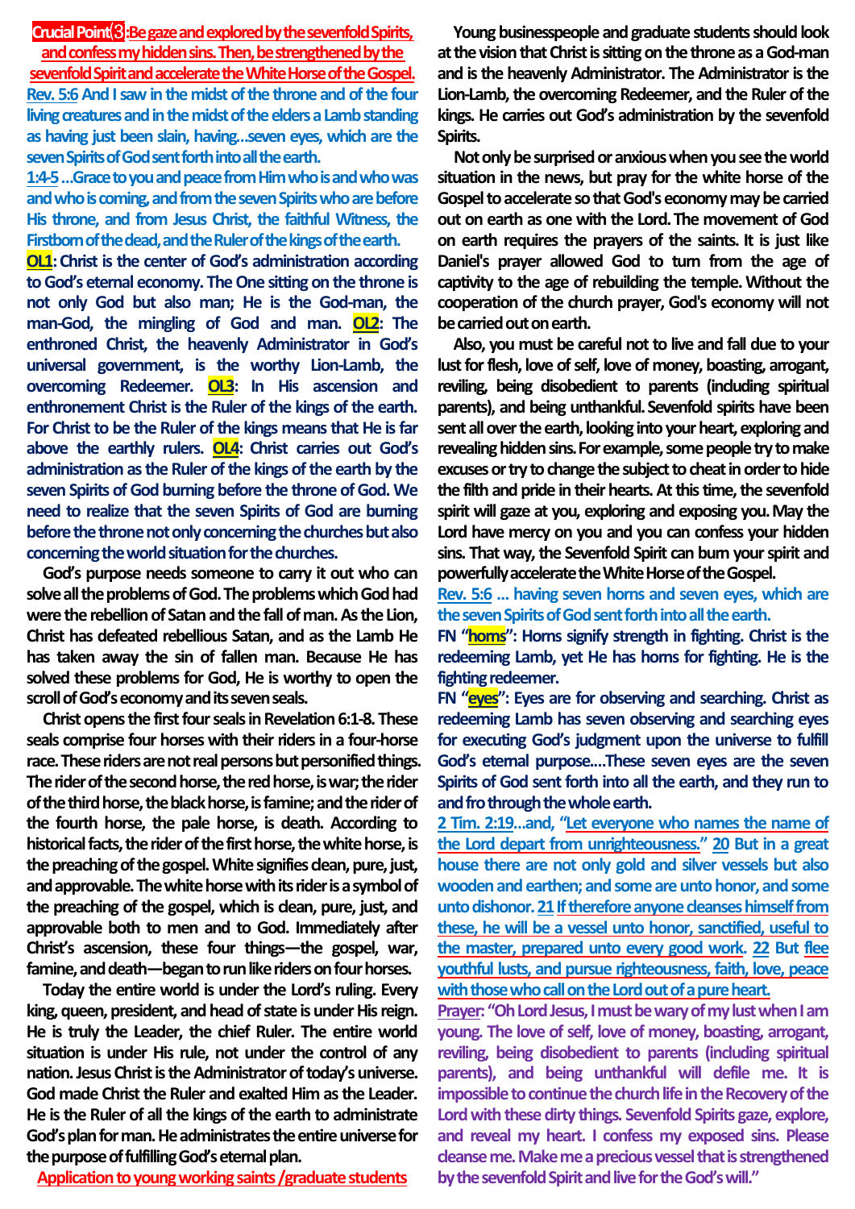**Crucial Point③:Be gaze and explored by the sevenfold Spirits, and confess my hidden sins. Then, be strengthened by the sevenfold Spirit and accelerate the White Horse of the Gospel.**

**Rev. 5:6 And I saw in the midst of the throne and of the four living creatures and in the midst of the elders a Lamb standing as having just been slain, having...seven eyes, which are the seven Spirits of God sent forth into all the earth.**

**1:4-5 ...Grace to you and peace from Him who is and who was and who is coming, and from the seven Spirits who are before His throne, and from Jesus Christ, the faithful Witness, the Firstborn of the dead, and the Ruler of the kings of the earth.**

**OL1: Christ is the center of God's administration according to God's eternal economy. The One sitting on the throne is not only God but also man; He is the God-man, the man-God, the mingling of God and man. OL2: The enthroned Christ, the heavenly Administrator in God's universal government, is the worthy Lion-Lamb, the overcoming Redeemer. OL3: In His ascension and enthronement Christ is the Ruler of the kings of the earth. For Christ to be the Ruler of the kings means that He is far above the earthly rulers. OL4: Christ carries out God's administration as the Ruler of the kings of the earth by the seven Spirits of God burning before the throne of God. We need to realize that the seven Spirits of God are burning before the throne not only concerning the churches but also concerning the world situation for the churches.**

God's purpose needs someone to carry it out who can solve all the problems of God. The problems which God had were the rebellion of Satan and the fall of man. As the Lion, Christ has defeated rebellious Satan, and as the Lamb He has taken away the sin of fallen man. Because He has solved these problems for God, He is worthy to open the scroll of God's economy and its seven seals.

Christ opens the first four seals in Revelation 6:1-8. These seals comprise four horses with their riders in a four-horse race. These riders are not real persons but personified things. The rider of the second horse, the red horse, is war; the rider of the third horse, the black horse, is famine; and the rider of the fourth horse, the pale horse, is death. According to historical facts, the rider of the first horse, the white horse, is the preaching of the gospel. White signifies clean, pure, just, and approvable. The white horse with its rider is a symbol of the preaching of the gospel, which is clean, pure, just, and approvable both to men and to God. Immediately after Christ's ascension, these four things—the gospel, war, famine, and death—began to run like riders on four horses.

Today the entire world is under the Lord's ruling. Every king, queen, president, and head of state is under His reign. He is truly the Leader, the chief Ruler. The entire world situation is under His rule, not under the control of any nation. Jesus Christ is the Administrator of today's universe. God made Christ the Ruler and exalted Him as the Leader. He is the Ruler of all the kings of the earth to administrate God's plan for man. He administrates the entire universe for the purpose of fulfilling God's eternal plan.

**Application to young working saints /graduate students**

Young businesspeople and graduate students should look at the vision that Christ is sitting on the throne as a God-man and is the heavenly Administrator. The Administrator is the Lion-Lamb, the overcoming Redeemer, and the Ruler of the kings. He carries out God's administration by the sevenfold Spirits.

Not only be surprised or anxious when you see the world situation in the news, but pray for the white horse of the Gospel to accelerate so that God's economy may be carried out on earth as one with the Lord. The movement of God on earth requires the prayers of the saints. It is just like Daniel's prayer allowed God to turn from the age of captivity to the age of rebuilding the temple. Without the cooperation of the church prayer, God's economy will not be carried out on earth.

Also, you must be careful not to live and fall due to your lust for flesh, love of self, love of money, boasting, arrogant, reviling, being disobedient to parents (including spiritual parents), and being unthankful. Sevenfold spirits have been sent all over the earth, looking into your heart, exploring and revealing hidden sins. For example, some people try to make excuses or try to change the subject to cheat in order to hide the filth and pride in their hearts. At this time, the sevenfold spirit will gaze at you, exploring and exposing you. May the Lord have mercy on you and you can confess your hidden sins. That way, the Sevenfold Spirit can burn your spirit and powerfully accelerate the White Horse of the Gospel.

**Rev. 5:6 ... having seven horns and seven eyes, which are the seven Spirits of God sent forth into all the earth.**

**FN "horns": Horns signify strength in fighting. Christ is the redeeming Lamb, yet He has horns for fighting. He is the fighting redeemer.**

**FN "eyes": Eyes are for observing and searching. Christ as redeeming Lamb has seven observing and searching eyes for executing God's judgment upon the universe to fulfill God's eternal purpose....These seven eyes are the seven Spirits of God sent forth into all the earth, and they run to and fro through the whole earth.**

**2 Tim. 2:19...and, "Let everyone who names the name of the Lord depart from unrighteousness." 20 But in a great house there are not only gold and silver vessels but also wooden and earthen; and some are unto honor, and some unto dishonor. 21 If therefore anyone cleanses himself from these, he will be a vessel unto honor, sanctified, useful to the master, prepared unto every good work. 22 But flee youthful lusts, and pursue righteousness, faith, love, peace with those who call on the Lord out of a pure heart.**

**Prayer: "Oh Lord Jesus, I must be wary of my lust when I am young. The love of self, love of money, boasting, arrogant, reviling, being disobedient to parents (including spiritual parents), and being unthankful will defile me. It is impossible to continue the church life in the Recovery of the Lord with these dirty things. Sevenfold Spirits gaze, explore, and reveal my heart. I confess my exposed sins. Please cleanse me. Make me a precious vessel that is strengthened by the sevenfold Spirit and live for the God's will."**